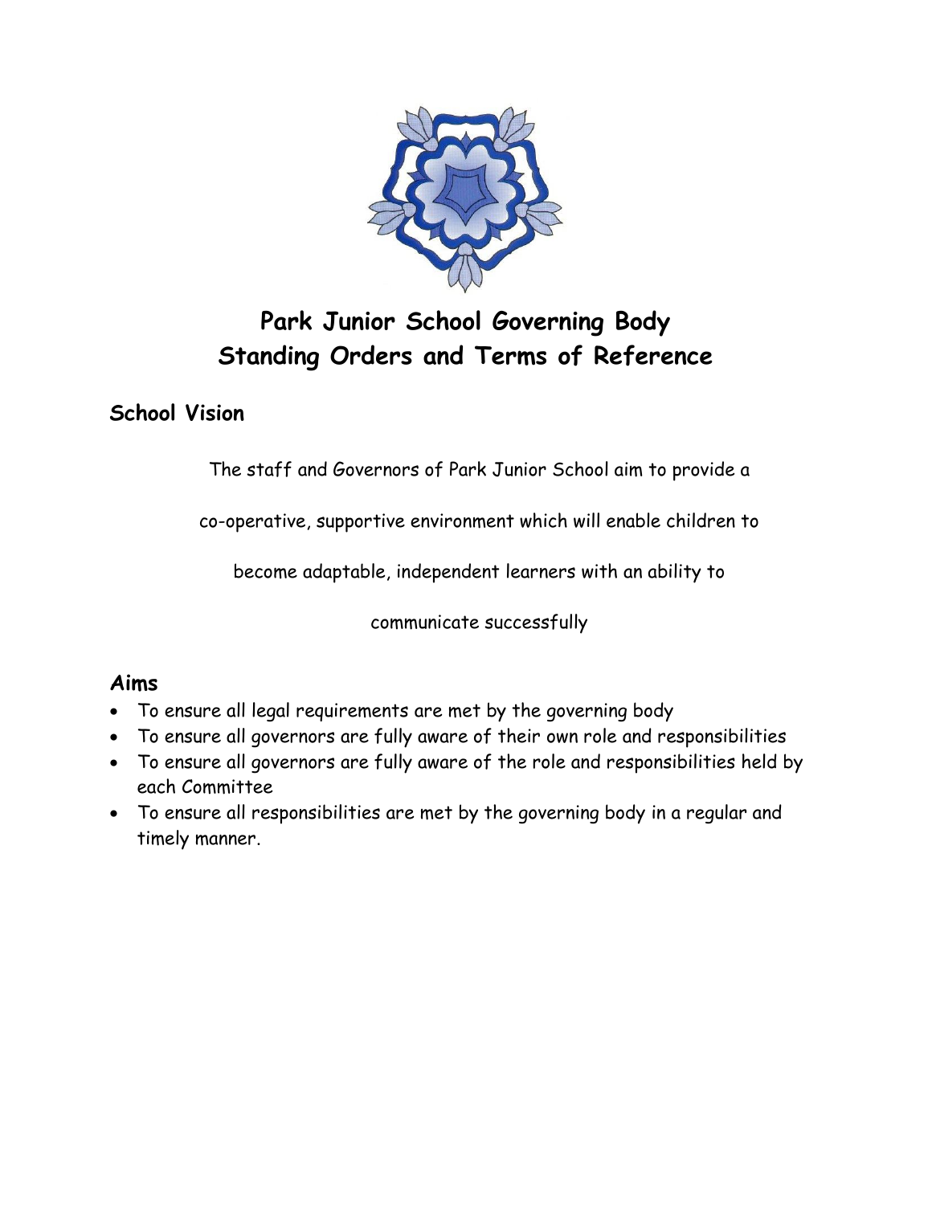# Park Junior School Governing Body
# Standing Orders and Terms of Reference

## School Vision

The staff and Governors of Park Junior School aim to provide a co-operative, supportive environment which will enable children to become adaptable, independent learners with an ability to communicate successfully

## Aims

- To ensure all legal requirements are met by the governing body
- To ensure all governors are fully aware of their own role and responsibilities
- To ensure all governors are fully aware of the role and responsibilities held by each Committee
- To ensure all responsibilities are met by the governing body in a regular and timely manner.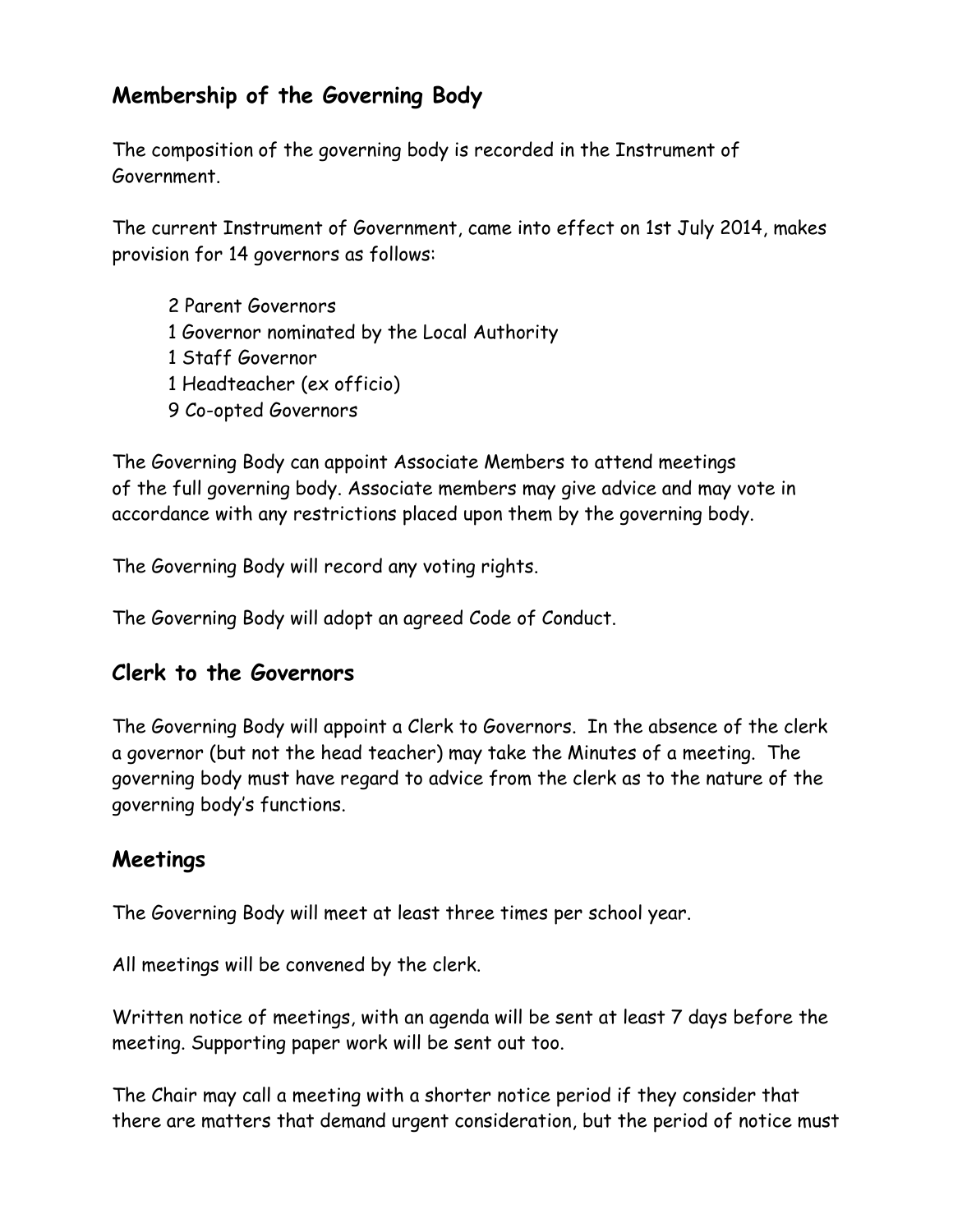## Membership of the Governing Body

The composition of the governing body is recorded in the Instrument of Government.

The current Instrument of Government, came into effect on 1st July 2014, makes provision for 14 governors as follows:

- 2 Parent Governors
- 1 Governor nominated by the Local Authority
- 1 Staff Governor
- 1 Headteacher (ex officio)
- 9 Co-opted Governors

The Governing Body can appoint Associate Members to attend meetings of the full governing body. Associate members may give advice and may vote in accordance with any restrictions placed upon them by the governing body.

The Governing Body will record any voting rights.

The Governing Body will adopt an agreed Code of Conduct.

## Clerk to the Governors

The Governing Body will appoint a Clerk to Governors. In the absence of the clerk a governor (but not the head teacher) may take the Minutes of a meeting. The governing body must have regard to advice from the clerk as to the nature of the governing body's functions.

## Meetings

The Governing Body will meet at least three times per school year.

All meetings will be convened by the clerk.

Written notice of meetings, with an agenda will be sent at least 7 days before the meeting. Supporting paper work will be sent out too.

The Chair may call a meeting with a shorter notice period if they consider that there are matters that demand urgent consideration, but the period of notice must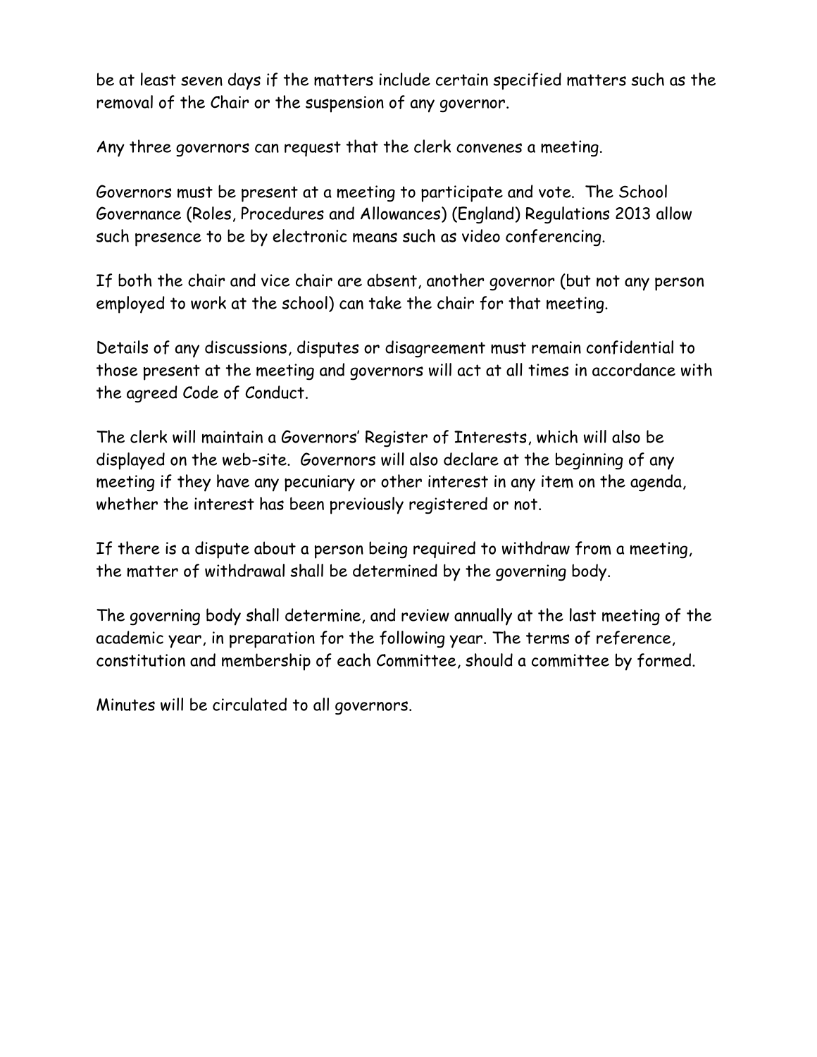be at least seven days if the matters include certain specified matters such as the removal of the Chair or the suspension of any governor.

Any three governors can request that the clerk convenes a meeting.

Governors must be present at a meeting to participate and vote. The School Governance (Roles, Procedures and Allowances) (England) Regulations 2013 allow such presence to be by electronic means such as video conferencing.

If both the chair and vice chair are absent, another governor (but not any person employed to work at the school) can take the chair for that meeting.

Details of any discussions, disputes or disagreement must remain confidential to those present at the meeting and governors will act at all times in accordance with the agreed Code of Conduct.

The clerk will maintain a Governors' Register of Interests, which will also be displayed on the web-site. Governors will also declare at the beginning of any meeting if they have any pecuniary or other interest in any item on the agenda, whether the interest has been previously registered or not.

If there is a dispute about a person being required to withdraw from a meeting, the matter of withdrawal shall be determined by the governing body.

The governing body shall determine, and review annually at the last meeting of the academic year, in preparation for the following year. The terms of reference, constitution and membership of each Committee, should a committee by formed.

Minutes will be circulated to all governors.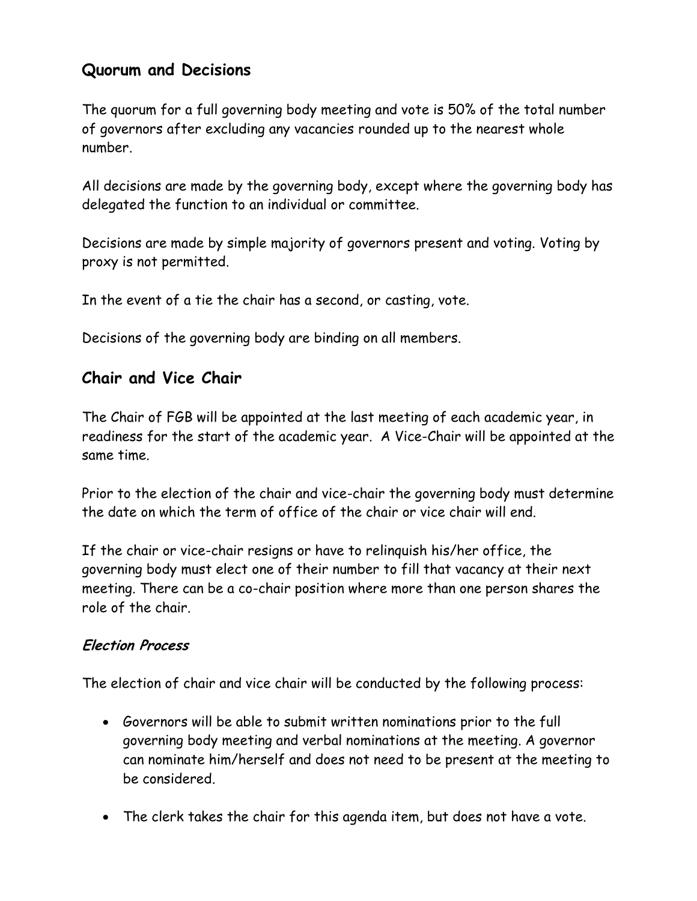## Quorum and Decisions

The quorum for a full governing body meeting and vote is 50% of the total number of governors after excluding any vacancies rounded up to the nearest whole number.

All decisions are made by the governing body, except where the governing body has delegated the function to an individual or committee.

Decisions are made by simple majority of governors present and voting. Voting by proxy is not permitted.

In the event of a tie the chair has a second, or casting, vote.

Decisions of the governing body are binding on all members.

## Chair and Vice Chair

The Chair of FGB will be appointed at the last meeting of each academic year, in readiness for the start of the academic year. A Vice-Chair will be appointed at the same time.

Prior to the election of the chair and vice-chair the governing body must determine the date on which the term of office of the chair or vice chair will end.

If the chair or vice-chair resigns or have to relinquish his/her office, the governing body must elect one of their number to fill that vacancy at their next meeting. There can be a co-chair position where more than one person shares the role of the chair.

### *Election Process*

The election of chair and vice chair will be conducted by the following process:

- Governors will be able to submit written nominations prior to the full governing body meeting and verbal nominations at the meeting. A governor can nominate him/herself and does not need to be present at the meeting to be considered.
- The clerk takes the chair for this agenda item, but does not have a vote.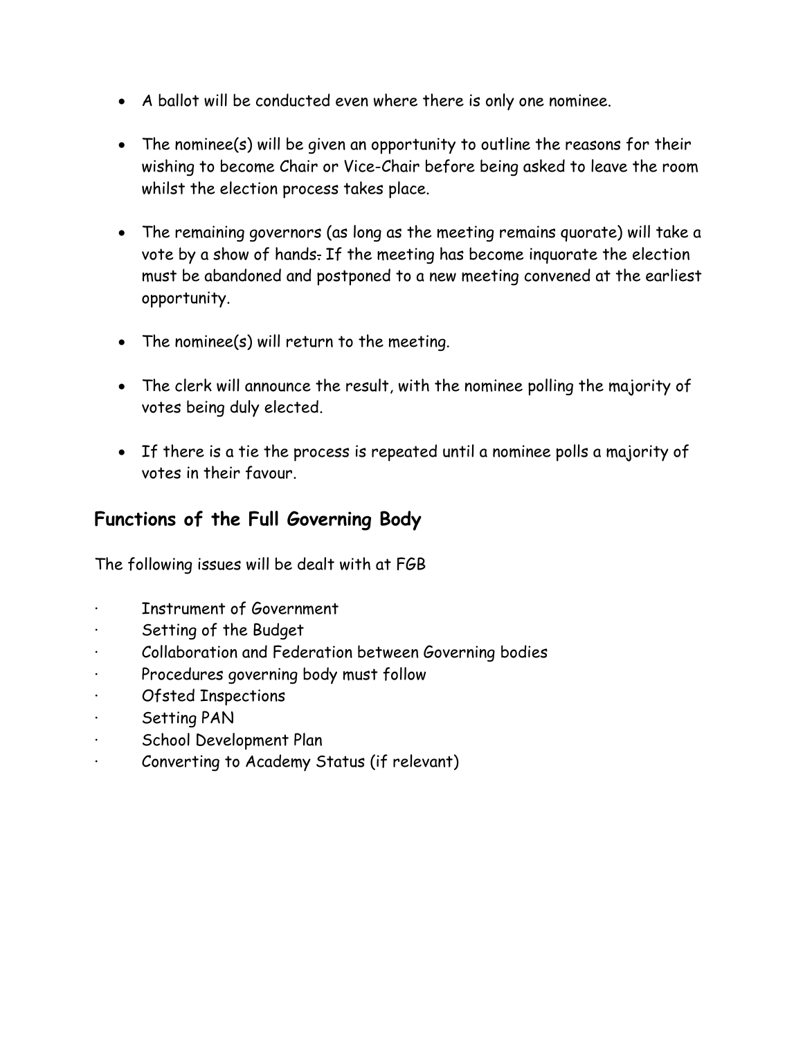- A ballot will be conducted even where there is only one nominee.

- The nominee(s) will be given an opportunity to outline the reasons for their wishing to become Chair or Vice-Chair before being asked to leave the room whilst the election process takes place.

- The remaining governors (as long as the meeting remains quorate) will take a vote by a show of hands. If the meeting has become inquorate the election must be abandoned and postponed to a new meeting convened at the earliest opportunity.

- The nominee(s) will return to the meeting.

- The clerk will announce the result, with the nominee polling the majority of votes being duly elected.

- If there is a tie the process is repeated until a nominee polls a majority of votes in their favour.

## Functions of the Full Governing Body

The following issues will be dealt with at FGB

- Instrument of Government
- Setting of the Budget
- Collaboration and Federation between Governing bodies
- Procedures governing body must follow
- Ofsted Inspections
- Setting PAN
- School Development Plan
- Converting to Academy Status (if relevant)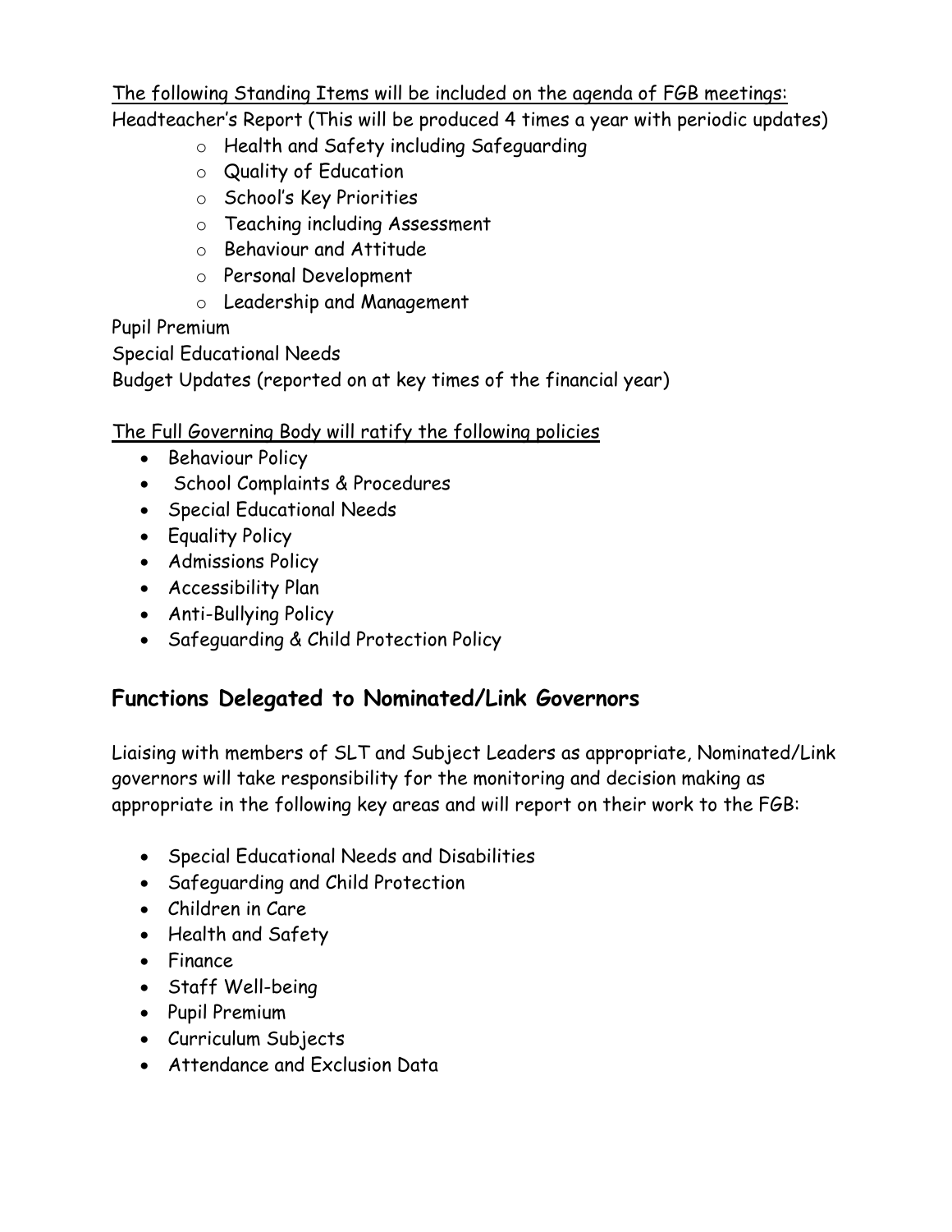The following Standing Items will be included on the agenda of FGB meetings:

Headteacher's Report (This will be produced 4 times a year with periodic updates)

- Health and Safety including Safeguarding
- Quality of Education
- School's Key Priorities
- Teaching including Assessment
- Behaviour and Attitude
- Personal Development
- Leadership and Management

Pupil Premium

Special Educational Needs

Budget Updates (reported on at key times of the financial year)

The Full Governing Body will ratify the following policies

- Behaviour Policy
- School Complaints & Procedures
- Special Educational Needs
- Equality Policy
- Admissions Policy
- Accessibility Plan
- Anti-Bullying Policy
- Safeguarding & Child Protection Policy

## Functions Delegated to Nominated/Link Governors

Liaising with members of SLT and Subject Leaders as appropriate, Nominated/Link governors will take responsibility for the monitoring and decision making as appropriate in the following key areas and will report on their work to the FGB:

- Special Educational Needs and Disabilities
- Safeguarding and Child Protection
- Children in Care
- Health and Safety
- Finance
- Staff Well-being
- Pupil Premium
- Curriculum Subjects
- Attendance and Exclusion Data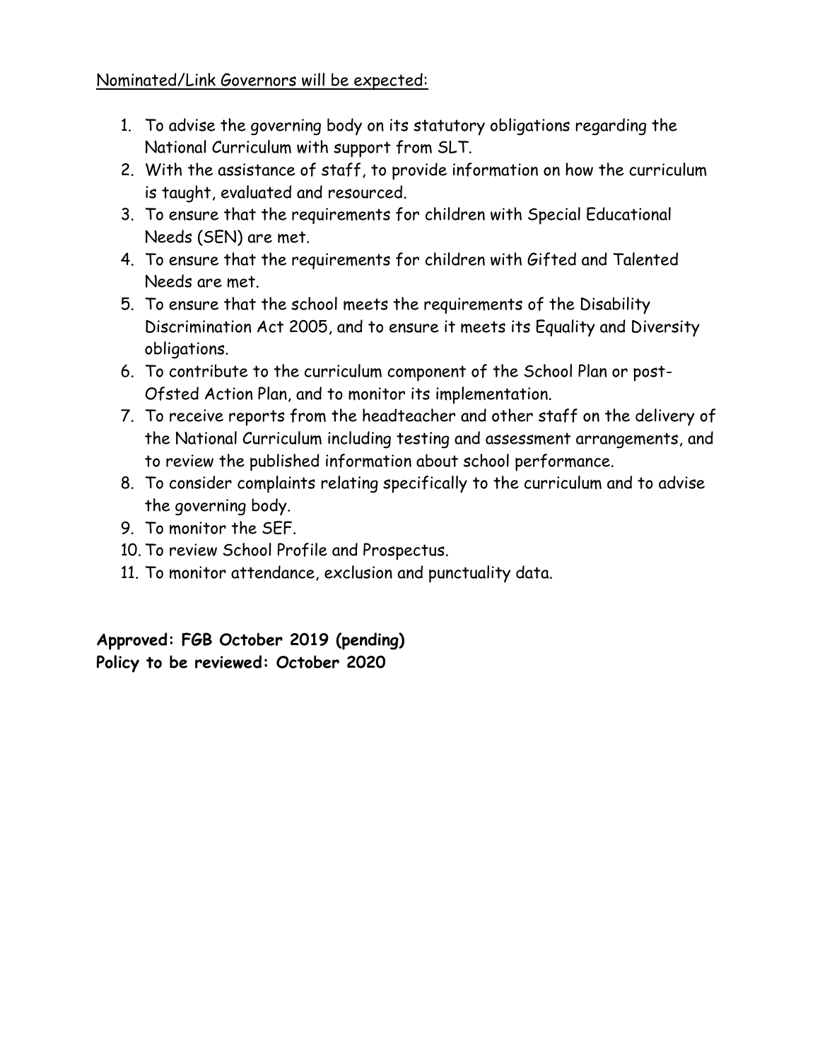Nominated/Link Governors will be expected:

1. To advise the governing body on its statutory obligations regarding the National Curriculum with support from SLT.
2. With the assistance of staff, to provide information on how the curriculum is taught, evaluated and resourced.
3. To ensure that the requirements for children with Special Educational Needs (SEN) are met.
4. To ensure that the requirements for children with Gifted and Talented Needs are met.
5. To ensure that the school meets the requirements of the Disability Discrimination Act 2005, and to ensure it meets its Equality and Diversity obligations.
6. To contribute to the curriculum component of the School Plan or post-Ofsted Action Plan, and to monitor its implementation.
7. To receive reports from the headteacher and other staff on the delivery of the National Curriculum including testing and assessment arrangements, and to review the published information about school performance.
8. To consider complaints relating specifically to the curriculum and to advise the governing body.
9. To monitor the SEF.
10. To review School Profile and Prospectus.
11. To monitor attendance, exclusion and punctuality data.

**Approved: FGB October 2019 (pending)**
**Policy to be reviewed: October 2020**